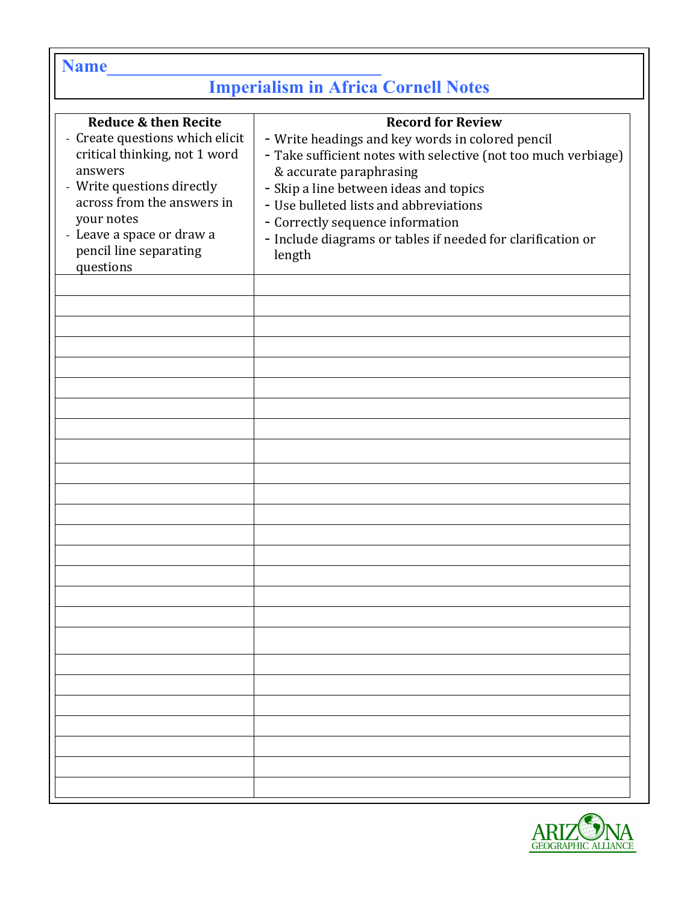Name_______________________________

# Imperialism in Africa Cornell Notes

| Reduce & then Recite | Record for Review |
|---|---|
| - Create questions which elicit critical thinking, not 1 word answers<br>- Write questions directly across from the answers in your notes<br>- Leave a space or draw a pencil line separating questions | - Write headings and key words in colored pencil<br>- Take sufficient notes with selective (not too much verbiage) & accurate paraphrasing<br>- Skip a line between ideas and topics<br>- Use bulleted lists and abbreviations<br>- Correctly sequence information<br>- Include diagrams or tables if needed for clarification or length |
| | |
| | |
| | |
| | |
| | |
| | |
| | |
| | |
| | |
| | |
| | |
| | |
| | |
| | |
| | |
| | |
| | |
| | |
| | |
| | |
| | |
| | |
| | |
| | |
| | |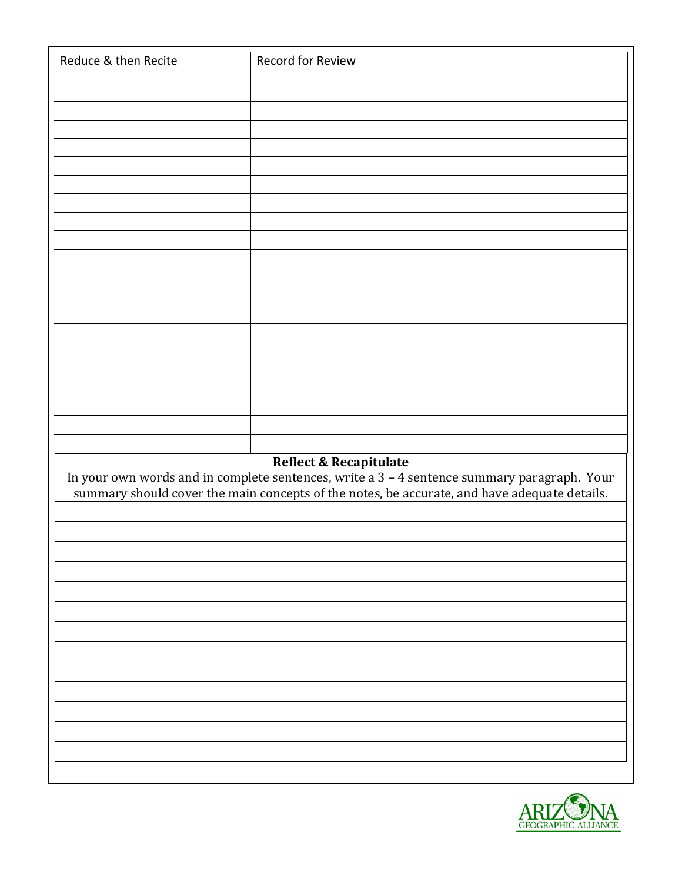| Reduce & then Recite | Record for Review |
| --- | --- |
| | |
| | |
| | |
| | |
| | |
| | |
| | |
| | |
| | |
| | |
| | |
| | |
| | |
| | |
| | |
| | |
| | |
| | |
| | |

**Reflect & Recapitulate**

In your own words and in complete sentences, write a 3 – 4 sentence summary paragraph. Your summary should cover the main concepts of the notes, be accurate, and have adequate details.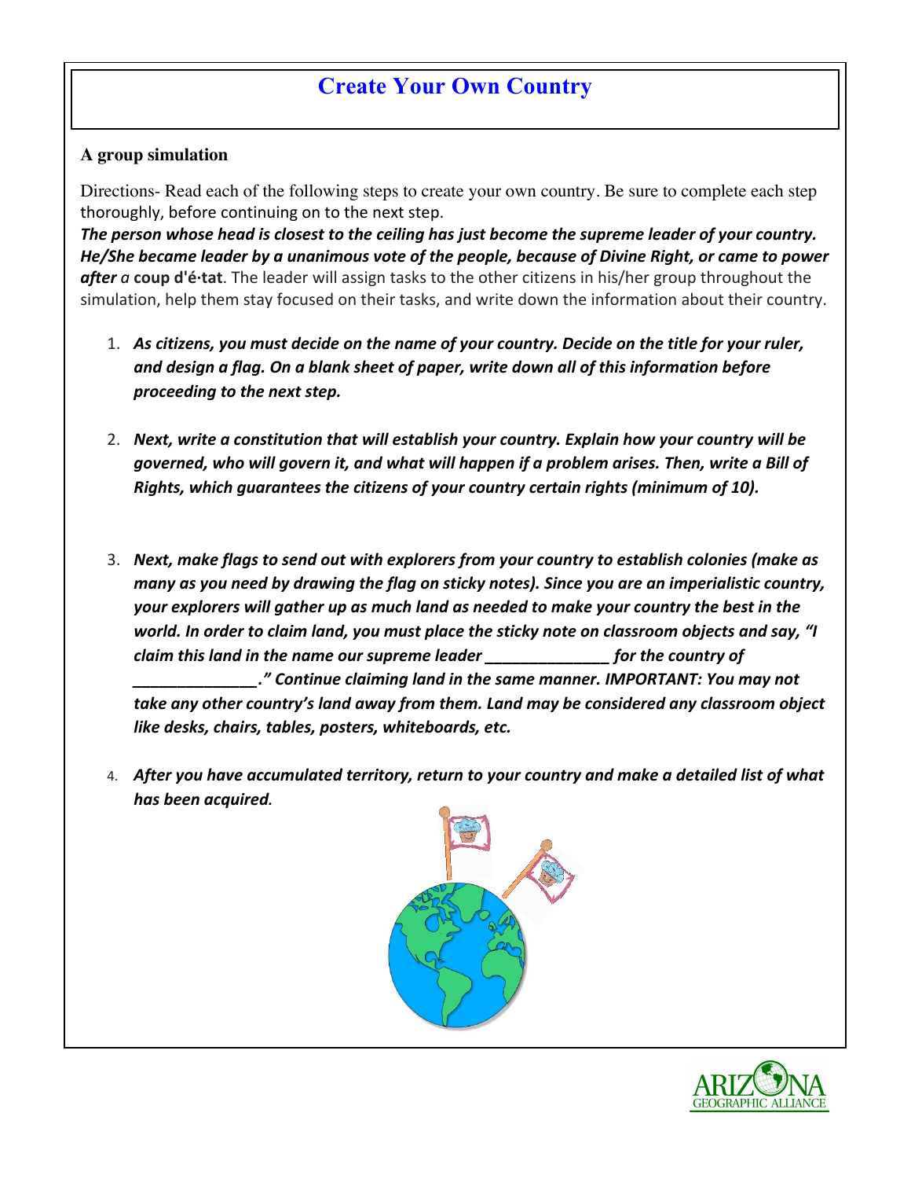# Create Your Own Country

**A group simulation**

Directions- Read each of the following steps to create your own country. Be sure to complete each step thoroughly, before continuing on to the next step.

***The person whose head is closest to the ceiling has just become the supreme leader of your country. He/She became leader by a unanimous vote of the people, because of Divine Right, or came to power after*** *a* **coup d'é·tat**. The leader will assign tasks to the other citizens in his/her group throughout the simulation, help them stay focused on their tasks, and write down the information about their country.

1. ***As citizens, you must decide on the name of your country. Decide on the title for your ruler, and design a flag. On a blank sheet of paper, write down all of this information before proceeding to the next step.***

2. ***Next, write a constitution that will establish your country. Explain how your country will be governed, who will govern it, and what will happen if a problem arises. Then, write a Bill of Rights, which guarantees the citizens of your country certain rights (minimum of 10).***

3. ***Next, make flags to send out with explorers from your country to establish colonies (make as many as you need by drawing the flag on sticky notes). Since you are an imperialistic country, your explorers will gather up as much land as needed to make your country the best in the world. In order to claim land, you must place the sticky note on classroom objects and say, "I claim this land in the name our supreme leader ______________ for the country of ______________." Continue claiming land in the same manner. IMPORTANT: You may not take any other country's land away from them. Land may be considered any classroom object like desks, chairs, tables, posters, whiteboards, etc.***

4. ***After you have accumulated territory, return to your country and make a detailed list of what has been acquired.***